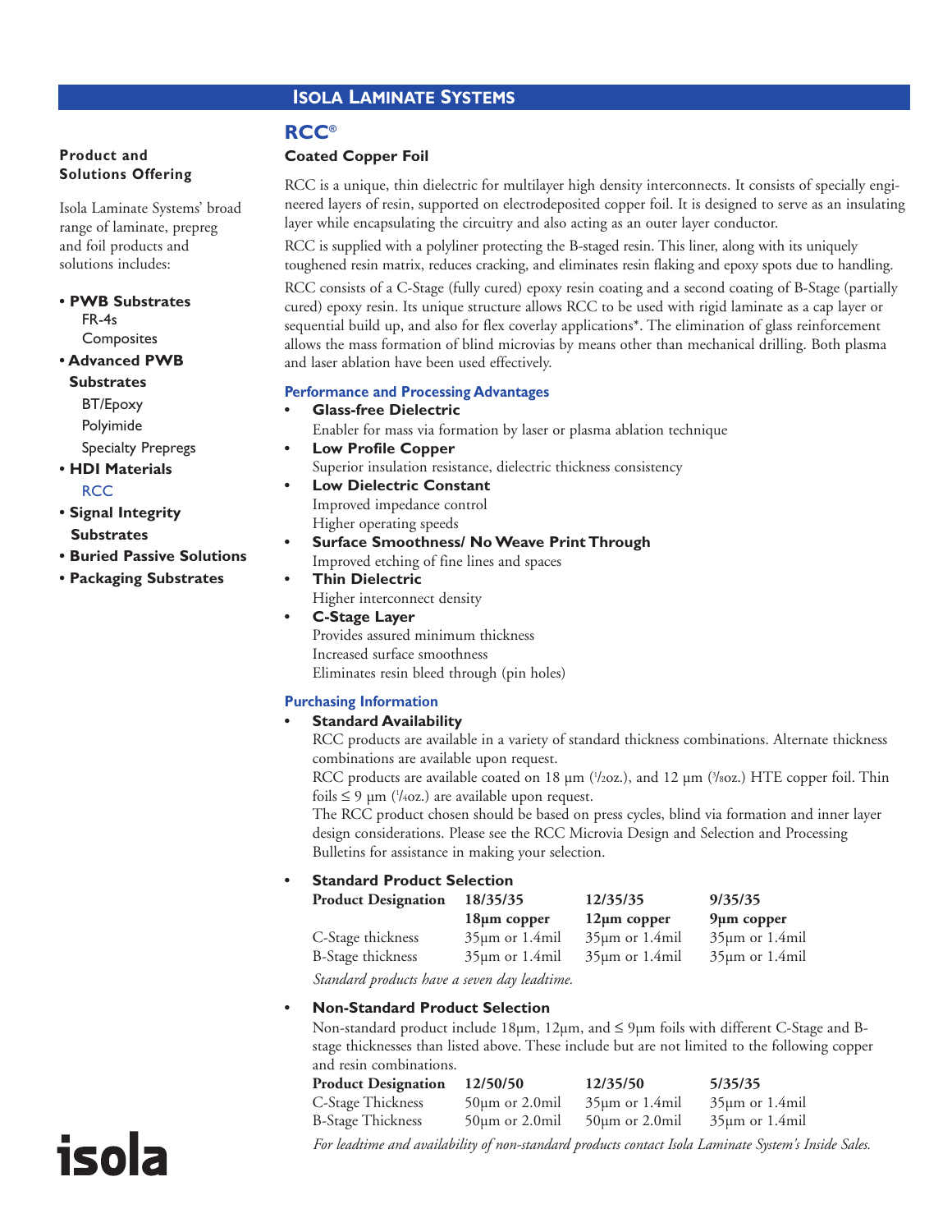# ISOLA LAMINATE SYSTEMS

**Product and Solutions Offering**

Isola Laminate Systems' broad range of laminate, prepreg and foil products and solutions includes:

- **PWB Substrates**
  - FR-4s
  - Composites
- **Advanced PWB Substrates**
  - BT/Epoxy
  - Polyimide
  - Specialty Prepregs
- **HDI Materials**
  - RCC
- **Signal Integrity Substrates**
- **Buried Passive Solutions**
- **Packaging Substrates**

## RCC®

### Coated Copper Foil

RCC is a unique, thin dielectric for multilayer high density interconnects. It consists of specially engineered layers of resin, supported on electrodeposited copper foil. It is designed to serve as an insulating layer while encapsulating the circuitry and also acting as an outer layer conductor.

RCC is supplied with a polyliner protecting the B-staged resin. This liner, along with its uniquely toughened resin matrix, reduces cracking, and eliminates resin flaking and epoxy spots due to handling.

RCC consists of a C-Stage (fully cured) epoxy resin coating and a second coating of B-Stage (partially cured) epoxy resin. Its unique structure allows RCC to be used with rigid laminate as a cap layer or sequential build up, and also for flex coverlay applications*. The elimination of glass reinforcement allows the mass formation of blind microvias by means other than mechanical drilling. Both plasma and laser ablation have been used effectively.

### Performance and Processing Advantages

- **Glass-free Dielectric**
  Enabler for mass via formation by laser or plasma ablation technique
- **Low Profile Copper**
  Superior insulation resistance, dielectric thickness consistency
- **Low Dielectric Constant**
  Improved impedance control
  Higher operating speeds
- **Surface Smoothness/ No Weave Print Through**
  Improved etching of fine lines and spaces
- **Thin Dielectric**
  Higher interconnect density
- **C-Stage Layer**
  Provides assured minimum thickness
  Increased surface smoothness
  Eliminates resin bleed through (pin holes)

### Purchasing Information

- **Standard Availability**
  RCC products are available in a variety of standard thickness combinations. Alternate thickness combinations are available upon request.
  RCC products are available coated on 18 µm (1/2oz.), and 12 µm (3/8oz.) HTE copper foil. Thin foils ≤ 9 µm (1/4oz.) are available upon request.
  The RCC product chosen should be based on press cycles, blind via formation and inner layer design considerations. Please see the RCC Microvia Design and Selection and Processing Bulletins for assistance in making your selection.

- **Standard Product Selection**

| Product Designation | 18/35/35 | 12/35/35 | 9/35/35 |
|---|---|---|---|
| | 18µm copper | 12µm copper | 9µm copper |
| C-Stage thickness | 35µm or 1.4mil | 35µm or 1.4mil | 35µm or 1.4mil |
| B-Stage thickness | 35µm or 1.4mil | 35µm or 1.4mil | 35µm or 1.4mil |

*Standard products have a seven day leadtime.*

- **Non-Standard Product Selection**
  Non-standard product include 18µm, 12µm, and ≤ 9µm foils with different C-Stage and B-stage thicknesses than listed above. These include but are not limited to the following copper and resin combinations.

| Product Designation | 12/50/50 | 12/35/50 | 5/35/35 |
|---|---|---|---|
| C-Stage Thickness | 50µm or 2.0mil | 35µm or 1.4mil | 35µm or 1.4mil |
| B-Stage Thickness | 50µm or 2.0mil | 50µm or 2.0mil | 35µm or 1.4mil |

*For leadtime and availability of non-standard products contact Isola Laminate System's Inside Sales.*

isola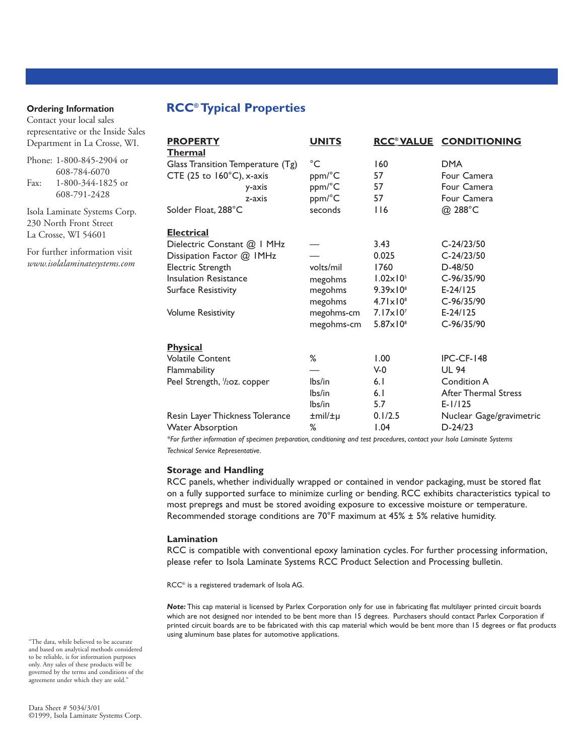**Ordering Information**
Contact your local sales representative or the Inside Sales Department in La Crosse, WI.

Phone: 1-800-845-2904 or 608-784-6070
Fax: 1-800-344-1825 or 608-791-2428

Isola Laminate Systems Corp.
230 North Front Street
La Crosse, WI 54601

For further information visit *www.isolalaminatesystems.com*

## RCC® Typical Properties

| PROPERTY | UNITS | RCC® VALUE | CONDITIONING |
|---|---|---|---|
| **Thermal** | | | |
| Glass Transition Temperature (Tg) | °C | 160 | DMA |
| CTE (25 to 160°C), x-axis | ppm/°C | 57 | Four Camera |
| y-axis | ppm/°C | 57 | Four Camera |
| z-axis | ppm/°C | 57 | Four Camera |
| Solder Float, 288°C | seconds | 116 | @ 288°C |
| **Electrical** | | | |
| Dielectric Constant @ 1 MHz | — | 3.43 | C-24/23/50 |
| Dissipation Factor @ 1MHz | — | 0.025 | C-24/23/50 |
| Electric Strength | volts/mil | 1760 | D-48/50 |
| Insulation Resistance | megohms | $1.02 \times 10^5$ | C-96/35/90 |
| Surface Resistivity | megohms | $9.39 \times 10^8$ | E-24/125 |
| | megohms | $4.71 \times 10^8$ | C-96/35/90 |
| Volume Resistivity | megohms-cm | $7.17 \times 10^7$ | E-24/125 |
| | megohms-cm | $5.87 \times 10^8$ | C-96/35/90 |
| **Physical** | | | |
| Volatile Content | % | 1.00 | IPC-CF-148 |
| Flammability | — | V-0 | UL 94 |
| Peel Strength, ½oz. copper | lbs/in | 6.1 | Condition A |
| | lbs/in | 6.1 | After Thermal Stress |
| | lbs/in | 5.7 | E-1/125 |
| Resin Layer Thickness Tolerance | ±mil/±µ | 0.1/2.5 | Nuclear Gage/gravimetric |
| Water Absorption | % | 1.04 | D-24/23 |

*\*For further information of specimen preparation, conditioning and test procedures, contact your Isola Laminate Systems Technical Service Representative.*

### Storage and Handling

RCC panels, whether individually wrapped or contained in vendor packaging, must be stored flat on a fully supported surface to minimize curling or bending. RCC exhibits characteristics typical to most prepregs and must be stored avoiding exposure to excessive moisture or temperature. Recommended storage conditions are 70°F maximum at 45% ± 5% relative humidity.

### Lamination

RCC is compatible with conventional epoxy lamination cycles. For further processing information, please refer to Isola Laminate Systems RCC Product Selection and Processing bulletin.

RCC® is a registered trademark of Isola AG.

***Note:*** This cap material is licensed by Parlex Corporation only for use in fabricating flat multilayer printed circuit boards which are not designed nor intended to be bent more than 15 degrees. Purchasers should contact Parlex Corporation if printed circuit boards are to be fabricated with this cap material which would be bent more than 15 degrees or flat products using aluminum base plates for automotive applications.

"The data, while believed to be accurate and based on analytical methods considered to be reliable, is for information purposes only. Any sales of these products will be governed by the terms and conditions of the agreement under which they are sold."

Data Sheet # 5034/3/01
©1999, Isola Laminate Systems Corp.